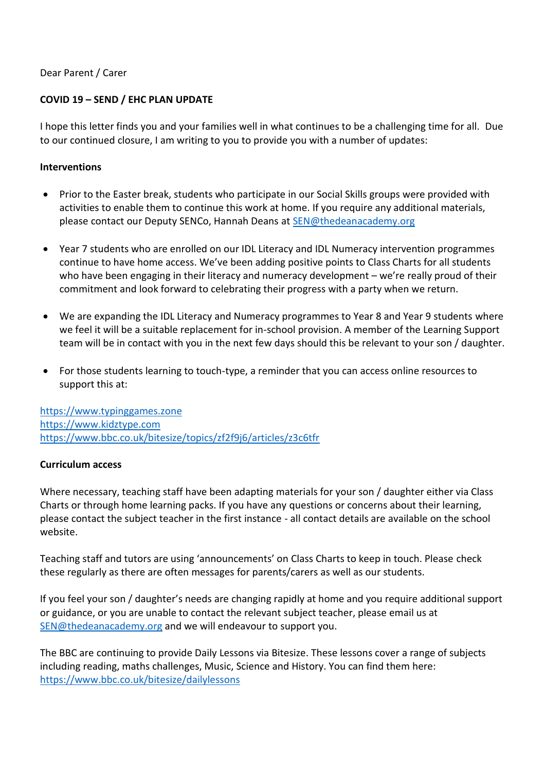Dear Parent / Carer

**COVID 19 – SEND / EHC PLAN UPDATE**

I hope this letter finds you and your families well in what continues to be a challenging time for all. Due to our continued closure, I am writing to you to provide you with a number of updates:

**Interventions**

- Prior to the Easter break, students who participate in our Social Skills groups were provided with activities to enable them to continue this work at home. If you require any additional materials, please contact our Deputy SENCo, Hannah Deans at [SEN@thedeanacademy.org](mailto:SEN@thedeanacademy.org)

- Year 7 students who are enrolled on our IDL Literacy and IDL Numeracy intervention programmes continue to have home access. We've been adding positive points to Class Charts for all students who have been engaging in their literacy and numeracy development – we're really proud of their commitment and look forward to celebrating their progress with a party when we return.

- We are expanding the IDL Literacy and Numeracy programmes to Year 8 and Year 9 students where we feel it will be a suitable replacement for in-school provision. A member of the Learning Support team will be in contact with you in the next few days should this be relevant to your son / daughter.

- For those students learning to touch-type, a reminder that you can access online resources to support this at:

https://www.typinggames.zone
https://www.kidztype.com
https://www.bbc.co.uk/bitesize/topics/zf2f9j6/articles/z3c6tfr

**Curriculum access**

Where necessary, teaching staff have been adapting materials for your son / daughter either via Class Charts or through home learning packs. If you have any questions or concerns about their learning, please contact the subject teacher in the first instance - all contact details are available on the school website.

Teaching staff and tutors are using 'announcements' on Class Charts to keep in touch. Please check these regularly as there are often messages for parents/carers as well as our students.

If you feel your son / daughter's needs are changing rapidly at home and you require additional support or guidance, or you are unable to contact the relevant subject teacher, please email us at [SEN@thedeanacademy.org](mailto:SEN@thedeanacademy.org) and we will endeavour to support you.

The BBC are continuing to provide Daily Lessons via Bitesize. These lessons cover a range of subjects including reading, maths challenges, Music, Science and History. You can find them here: https://www.bbc.co.uk/bitesize/dailylessons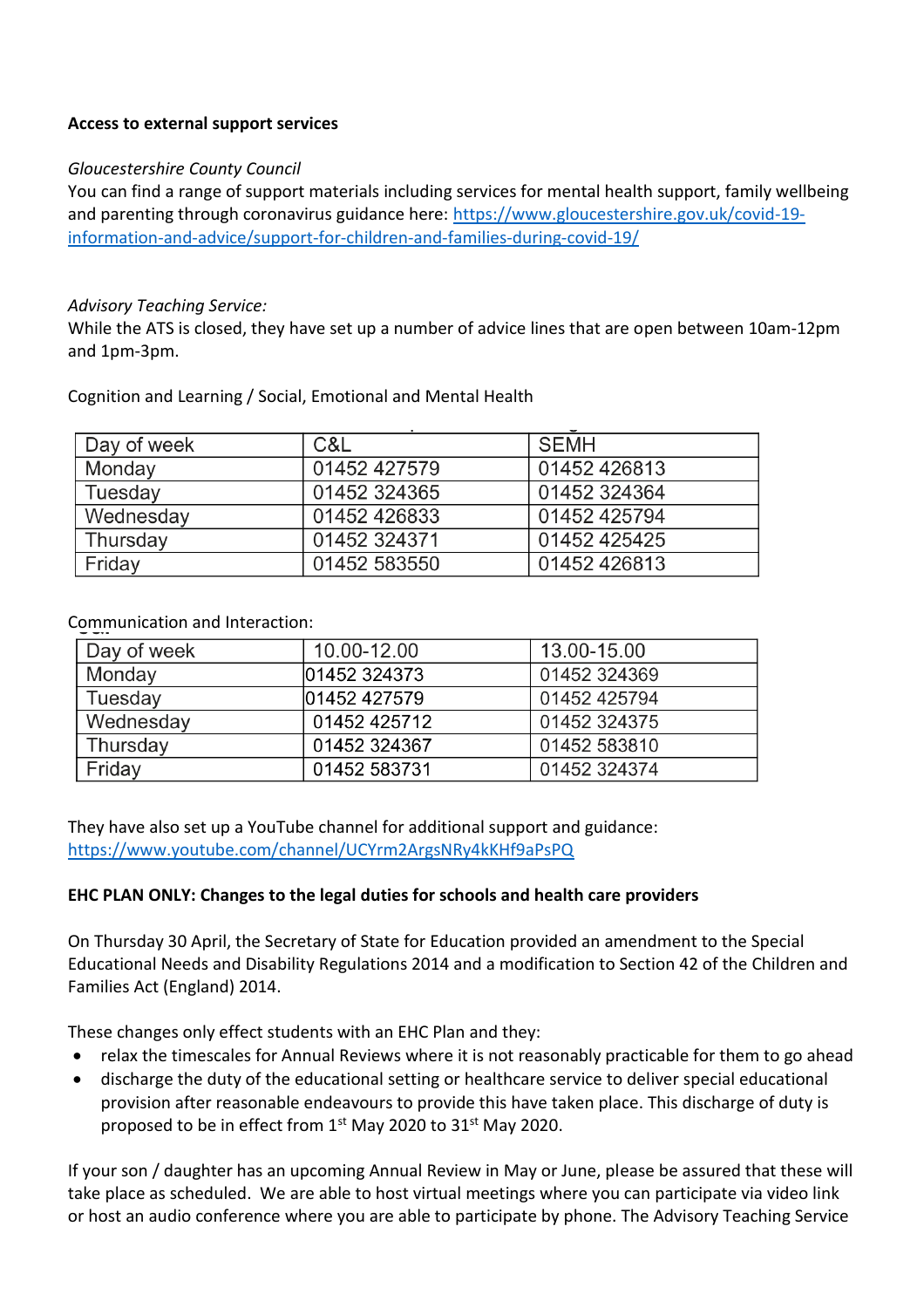**Access to external support services**

*Gloucestershire County Council*
You can find a range of support materials including services for mental health support, family wellbeing and parenting through coronavirus guidance here: [https://www.gloucestershire.gov.uk/covid-19-information-and-advice/support-for-children-and-families-during-covid-19/](https://www.gloucestershire.gov.uk/covid-19-information-and-advice/support-for-children-and-families-during-covid-19/)

*Advisory Teaching Service:*
While the ATS is closed, they have set up a number of advice lines that are open between 10am-12pm and 1pm-3pm.

Cognition and Learning / Social, Emotional and Mental Health

| Day of week | C&L | SEMH |
|---|---|---|
| Monday | 01452 427579 | 01452 426813 |
| Tuesday | 01452 324365 | 01452 324364 |
| Wednesday | 01452 426833 | 01452 425794 |
| Thursday | 01452 324371 | 01452 425425 |
| Friday | 01452 583550 | 01452 426813 |

Communication and Interaction:

| Day of week | 10.00-12.00 | 13.00-15.00 |
|---|---|---|
| Monday | 01452 324373 | 01452 324369 |
| Tuesday | 01452 427579 | 01452 425794 |
| Wednesday | 01452 425712 | 01452 324375 |
| Thursday | 01452 324367 | 01452 583810 |
| Friday | 01452 583731 | 01452 324374 |

They have also set up a YouTube channel for additional support and guidance: [https://www.youtube.com/channel/UCYrm2ArgsNRy4kKHf9aPsPQ](https://www.youtube.com/channel/UCYrm2ArgsNRy4kKHf9aPsPQ)

**EHC PLAN ONLY: Changes to the legal duties for schools and health care providers**

On Thursday 30 April, the Secretary of State for Education provided an amendment to the Special Educational Needs and Disability Regulations 2014 and a modification to Section 42 of the Children and Families Act (England) 2014.

These changes only effect students with an EHC Plan and they:

- relax the timescales for Annual Reviews where it is not reasonably practicable for them to go ahead
- discharge the duty of the educational setting or healthcare service to deliver special educational provision after reasonable endeavours to provide this have taken place. This discharge of duty is proposed to be in effect from 1st May 2020 to 31st May 2020.

If your son / daughter has an upcoming Annual Review in May or June, please be assured that these will take place as scheduled. We are able to host virtual meetings where you can participate via video link or host an audio conference where you are able to participate by phone. The Advisory Teaching Service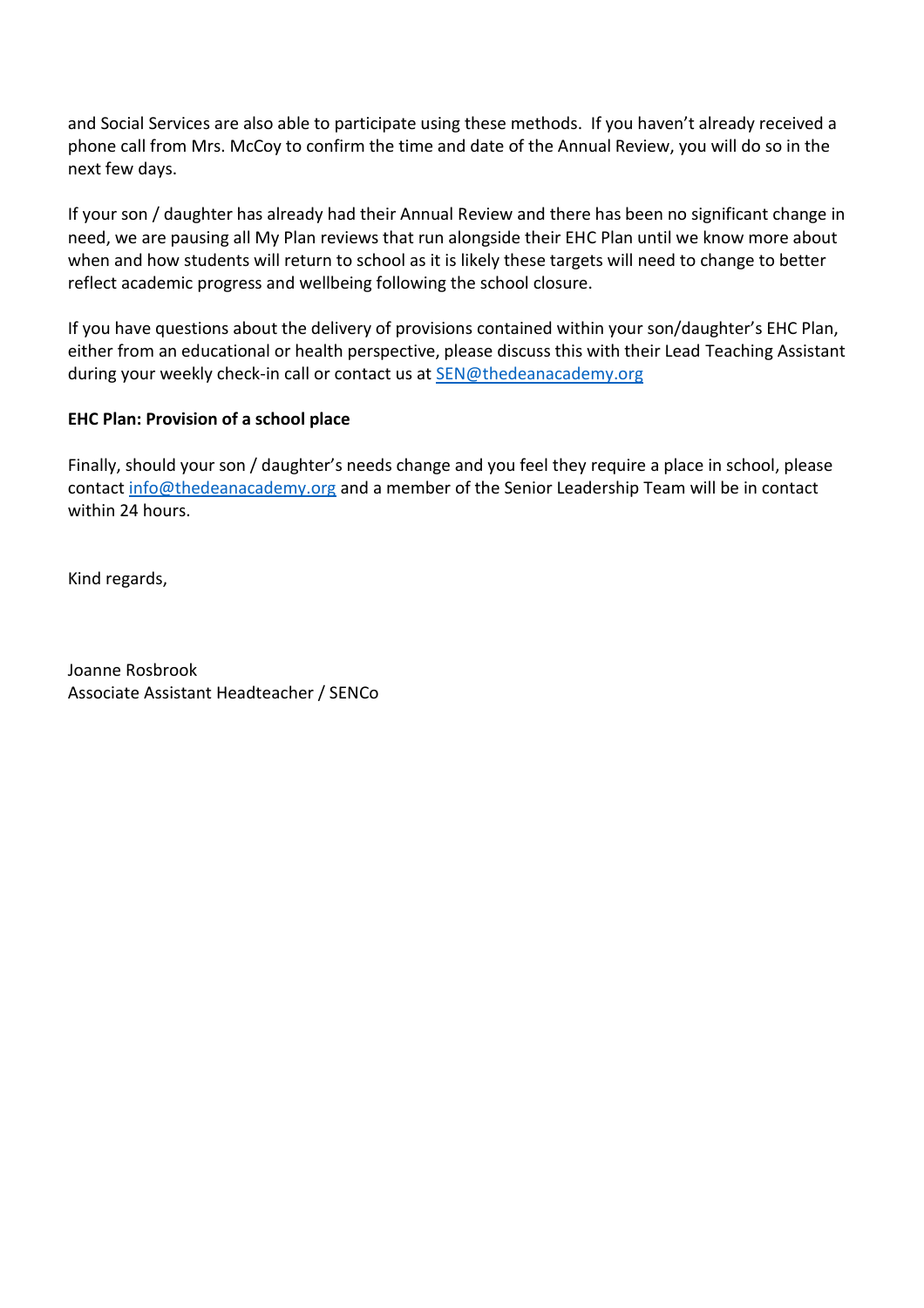and Social Services are also able to participate using these methods. If you haven't already received a phone call from Mrs. McCoy to confirm the time and date of the Annual Review, you will do so in the next few days.

If your son / daughter has already had their Annual Review and there has been no significant change in need, we are pausing all My Plan reviews that run alongside their EHC Plan until we know more about when and how students will return to school as it is likely these targets will need to change to better reflect academic progress and wellbeing following the school closure.

If you have questions about the delivery of provisions contained within your son/daughter's EHC Plan, either from an educational or health perspective, please discuss this with their Lead Teaching Assistant during your weekly check-in call or contact us at SEN@thedeanacademy.org

**EHC Plan: Provision of a school place**

Finally, should your son / daughter's needs change and you feel they require a place in school, please contact info@thedeanacademy.org and a member of the Senior Leadership Team will be in contact within 24 hours.

Kind regards,

Joanne Rosbrook
Associate Assistant Headteacher / SENCo